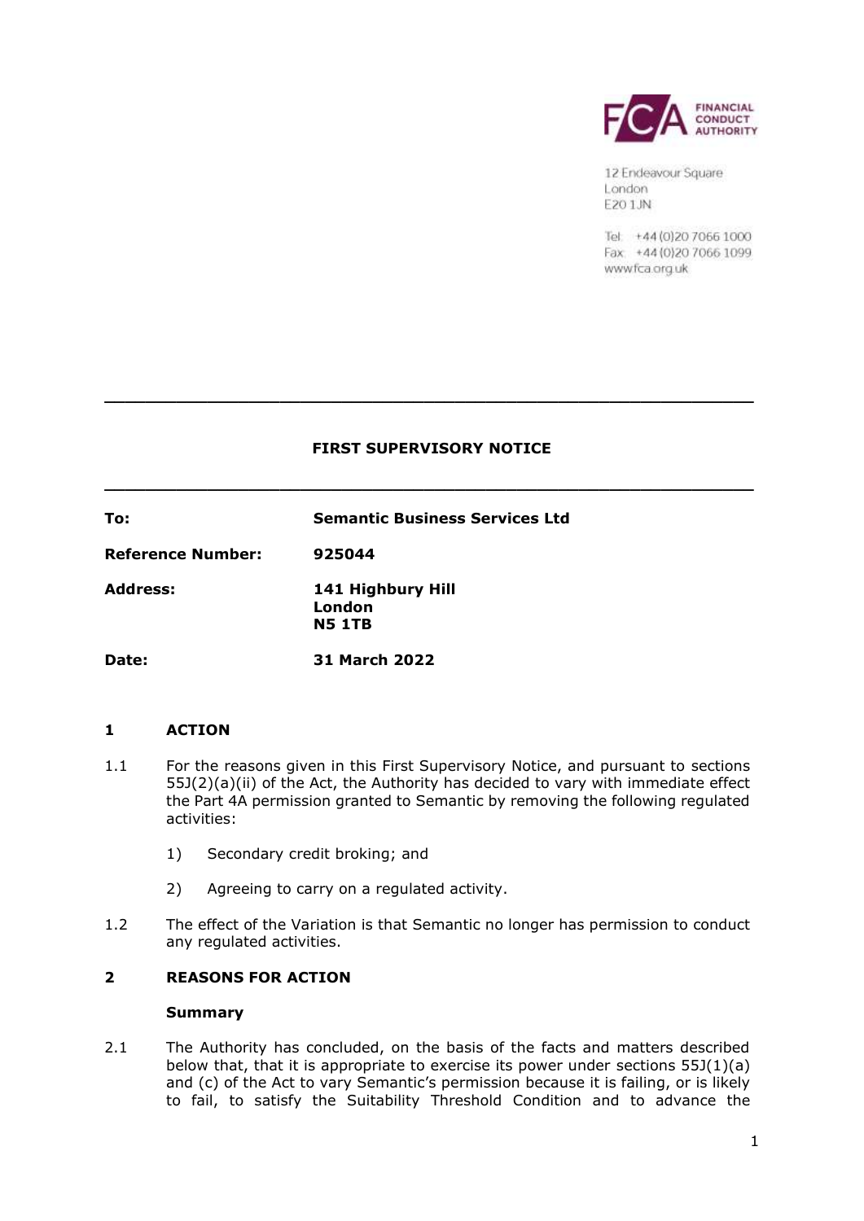FINANCIAL CONDUCT AUTHORITY

12 Endeavour Square
London
E20 1JN

Tel: +44 (0)20 7066 1000
Fax: +44 (0)20 7066 1099
www.fca.org.uk

---

**FIRST SUPERVISORY NOTICE**

---

| | |
|---|---|
| **To:** | **Semantic Business Services Ltd** |
| **Reference Number:** | **925044** |
| **Address:** | **141 Highbury Hill**<br>**London**<br>**N5 1TB** |
| **Date:** | **31 March 2022** |

## 1 ACTION

1.1 For the reasons given in this First Supervisory Notice, and pursuant to sections 55J(2)(a)(ii) of the Act, the Authority has decided to vary with immediate effect the Part 4A permission granted to Semantic by removing the following regulated activities:

1) Secondary credit broking; and

2) Agreeing to carry on a regulated activity.

1.2 The effect of the Variation is that Semantic no longer has permission to conduct any regulated activities.

## 2 REASONS FOR ACTION

### Summary

2.1 The Authority has concluded, on the basis of the facts and matters described below that, that it is appropriate to exercise its power under sections 55J(1)(a) and (c) of the Act to vary Semantic's permission because it is failing, or is likely to fail, to satisfy the Suitability Threshold Condition and to advance the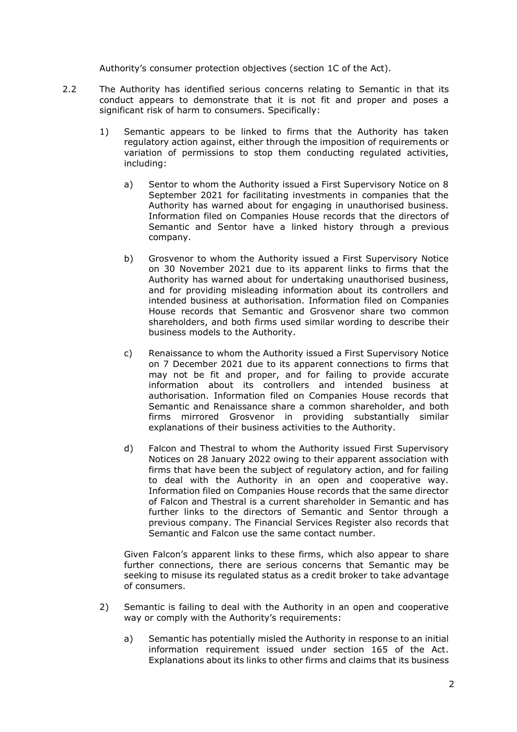Authority's consumer protection objectives (section 1C of the Act).

2.2 The Authority has identified serious concerns relating to Semantic in that its conduct appears to demonstrate that it is not fit and proper and poses a significant risk of harm to consumers. Specifically:

1) Semantic appears to be linked to firms that the Authority has taken regulatory action against, either through the imposition of requirements or variation of permissions to stop them conducting regulated activities, including:

   a) Sentor to whom the Authority issued a First Supervisory Notice on 8 September 2021 for facilitating investments in companies that the Authority has warned about for engaging in unauthorised business. Information filed on Companies House records that the directors of Semantic and Sentor have a linked history through a previous company.

   b) Grosvenor to whom the Authority issued a First Supervisory Notice on 30 November 2021 due to its apparent links to firms that the Authority has warned about for undertaking unauthorised business, and for providing misleading information about its controllers and intended business at authorisation. Information filed on Companies House records that Semantic and Grosvenor share two common shareholders, and both firms used similar wording to describe their business models to the Authority.

   c) Renaissance to whom the Authority issued a First Supervisory Notice on 7 December 2021 due to its apparent connections to firms that may not be fit and proper, and for failing to provide accurate information about its controllers and intended business at authorisation. Information filed on Companies House records that Semantic and Renaissance share a common shareholder, and both firms mirrored Grosvenor in providing substantially similar explanations of their business activities to the Authority.

   d) Falcon and Thestral to whom the Authority issued First Supervisory Notices on 28 January 2022 owing to their apparent association with firms that have been the subject of regulatory action, and for failing to deal with the Authority in an open and cooperative way. Information filed on Companies House records that the same director of Falcon and Thestral is a current shareholder in Semantic and has further links to the directors of Semantic and Sentor through a previous company. The Financial Services Register also records that Semantic and Falcon use the same contact number.

   Given Falcon's apparent links to these firms, which also appear to share further connections, there are serious concerns that Semantic may be seeking to misuse its regulated status as a credit broker to take advantage of consumers.

2) Semantic is failing to deal with the Authority in an open and cooperative way or comply with the Authority's requirements:

   a) Semantic has potentially misled the Authority in response to an initial information requirement issued under section 165 of the Act. Explanations about its links to other firms and claims that its business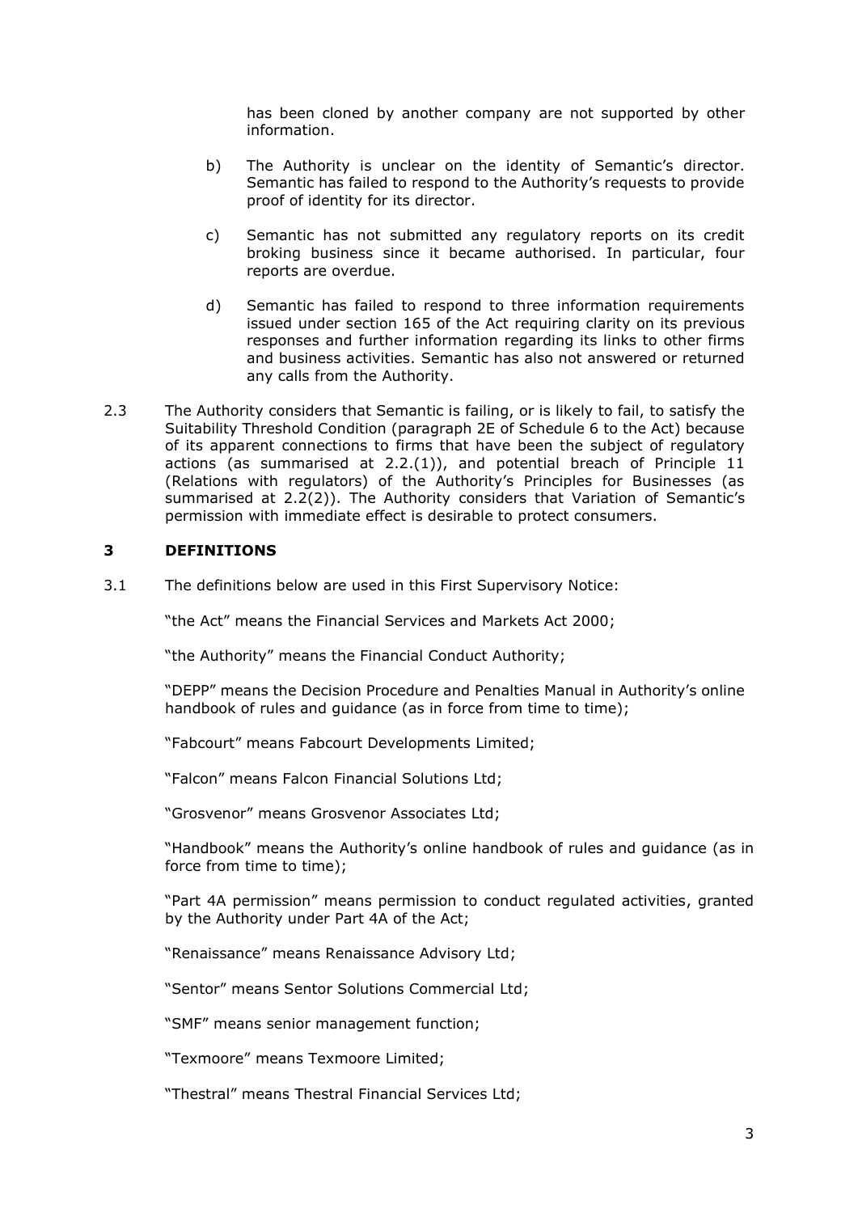has been cloned by another company are not supported by other information.

b) The Authority is unclear on the identity of Semantic's director. Semantic has failed to respond to the Authority's requests to provide proof of identity for its director.

c) Semantic has not submitted any regulatory reports on its credit broking business since it became authorised. In particular, four reports are overdue.

d) Semantic has failed to respond to three information requirements issued under section 165 of the Act requiring clarity on its previous responses and further information regarding its links to other firms and business activities. Semantic has also not answered or returned any calls from the Authority.

2.3 The Authority considers that Semantic is failing, or is likely to fail, to satisfy the Suitability Threshold Condition (paragraph 2E of Schedule 6 to the Act) because of its apparent connections to firms that have been the subject of regulatory actions (as summarised at 2.2.(1)), and potential breach of Principle 11 (Relations with regulators) of the Authority's Principles for Businesses (as summarised at 2.2(2)). The Authority considers that Variation of Semantic's permission with immediate effect is desirable to protect consumers.

## 3 DEFINITIONS

3.1 The definitions below are used in this First Supervisory Notice:

"the Act" means the Financial Services and Markets Act 2000;

"the Authority" means the Financial Conduct Authority;

"DEPP" means the Decision Procedure and Penalties Manual in Authority's online handbook of rules and guidance (as in force from time to time);

"Fabcourt" means Fabcourt Developments Limited;

"Falcon" means Falcon Financial Solutions Ltd;

"Grosvenor" means Grosvenor Associates Ltd;

"Handbook" means the Authority's online handbook of rules and guidance (as in force from time to time);

"Part 4A permission" means permission to conduct regulated activities, granted by the Authority under Part 4A of the Act;

"Renaissance" means Renaissance Advisory Ltd;

"Sentor" means Sentor Solutions Commercial Ltd;

"SMF" means senior management function;

"Texmoore" means Texmoore Limited;

"Thestral" means Thestral Financial Services Ltd;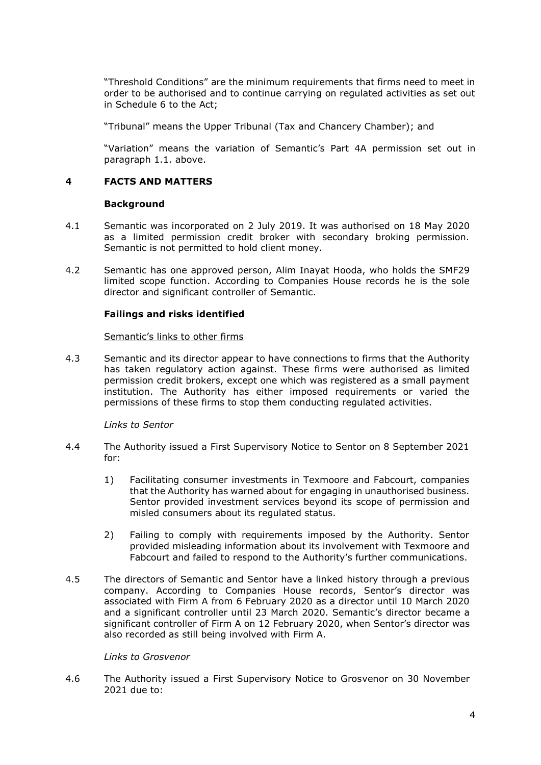"Threshold Conditions" are the minimum requirements that firms need to meet in order to be authorised and to continue carrying on regulated activities as set out in Schedule 6 to the Act;

"Tribunal" means the Upper Tribunal (Tax and Chancery Chamber); and

"Variation" means the variation of Semantic's Part 4A permission set out in paragraph 1.1. above.

## 4 FACTS AND MATTERS

### Background

4.1 Semantic was incorporated on 2 July 2019. It was authorised on 18 May 2020 as a limited permission credit broker with secondary broking permission. Semantic is not permitted to hold client money.

4.2 Semantic has one approved person, Alim Inayat Hooda, who holds the SMF29 limited scope function. According to Companies House records he is the sole director and significant controller of Semantic.

### Failings and risks identified

Semantic's links to other firms

4.3 Semantic and its director appear to have connections to firms that the Authority has taken regulatory action against. These firms were authorised as limited permission credit brokers, except one which was registered as a small payment institution. The Authority has either imposed requirements or varied the permissions of these firms to stop them conducting regulated activities.

*Links to Sentor*

4.4 The Authority issued a First Supervisory Notice to Sentor on 8 September 2021 for:

1) Facilitating consumer investments in Texmoore and Fabcourt, companies that the Authority has warned about for engaging in unauthorised business. Sentor provided investment services beyond its scope of permission and misled consumers about its regulated status.

2) Failing to comply with requirements imposed by the Authority. Sentor provided misleading information about its involvement with Texmoore and Fabcourt and failed to respond to the Authority's further communications.

4.5 The directors of Semantic and Sentor have a linked history through a previous company. According to Companies House records, Sentor's director was associated with Firm A from 6 February 2020 as a director until 10 March 2020 and a significant controller until 23 March 2020. Semantic's director became a significant controller of Firm A on 12 February 2020, when Sentor's director was also recorded as still being involved with Firm A.

*Links to Grosvenor*

4.6 The Authority issued a First Supervisory Notice to Grosvenor on 30 November 2021 due to: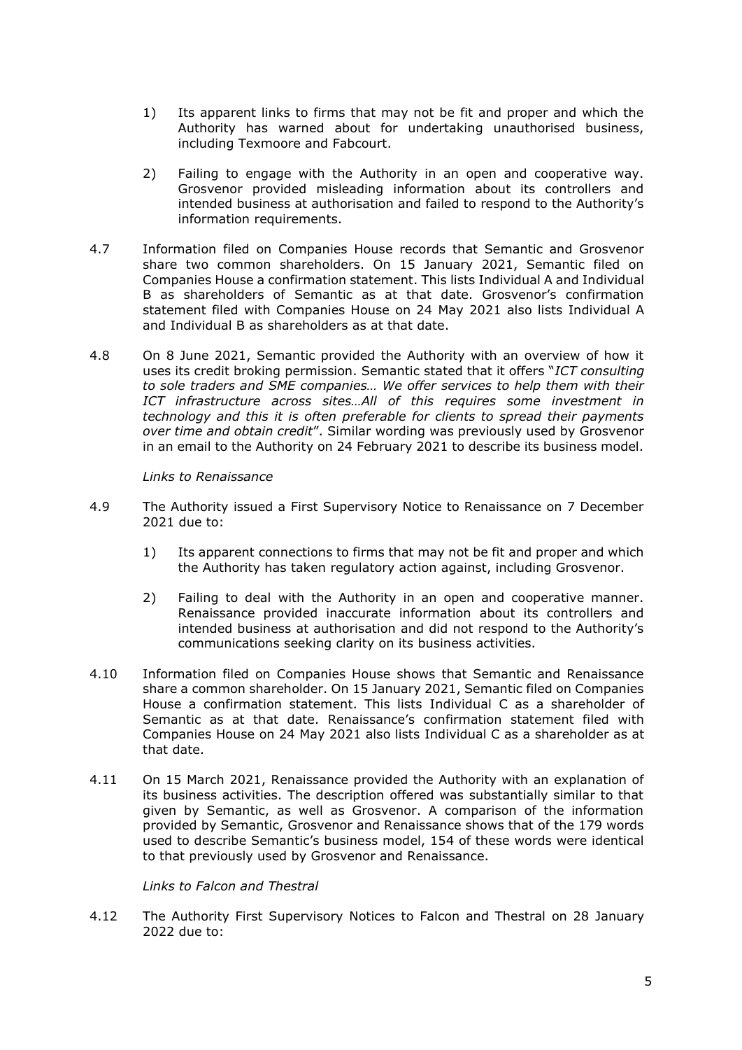1) Its apparent links to firms that may not be fit and proper and which the Authority has warned about for undertaking unauthorised business, including Texmoore and Fabcourt.

2) Failing to engage with the Authority in an open and cooperative way. Grosvenor provided misleading information about its controllers and intended business at authorisation and failed to respond to the Authority's information requirements.

4.7 Information filed on Companies House records that Semantic and Grosvenor share two common shareholders. On 15 January 2021, Semantic filed on Companies House a confirmation statement. This lists Individual A and Individual B as shareholders of Semantic as at that date. Grosvenor's confirmation statement filed with Companies House on 24 May 2021 also lists Individual A and Individual B as shareholders as at that date.

4.8 On 8 June 2021, Semantic provided the Authority with an overview of how it uses its credit broking permission. Semantic stated that it offers "*ICT consulting to sole traders and SME companies… We offer services to help them with their ICT infrastructure across sites…All of this requires some investment in technology and this it is often preferable for clients to spread their payments over time and obtain credit*". Similar wording was previously used by Grosvenor in an email to the Authority on 24 February 2021 to describe its business model.

*Links to Renaissance*

4.9 The Authority issued a First Supervisory Notice to Renaissance on 7 December 2021 due to:

1) Its apparent connections to firms that may not be fit and proper and which the Authority has taken regulatory action against, including Grosvenor.

2) Failing to deal with the Authority in an open and cooperative manner. Renaissance provided inaccurate information about its controllers and intended business at authorisation and did not respond to the Authority's communications seeking clarity on its business activities.

4.10 Information filed on Companies House shows that Semantic and Renaissance share a common shareholder. On 15 January 2021, Semantic filed on Companies House a confirmation statement. This lists Individual C as a shareholder of Semantic as at that date. Renaissance's confirmation statement filed with Companies House on 24 May 2021 also lists Individual C as a shareholder as at that date.

4.11 On 15 March 2021, Renaissance provided the Authority with an explanation of its business activities. The description offered was substantially similar to that given by Semantic, as well as Grosvenor. A comparison of the information provided by Semantic, Grosvenor and Renaissance shows that of the 179 words used to describe Semantic's business model, 154 of these words were identical to that previously used by Grosvenor and Renaissance.

*Links to Falcon and Thestral*

4.12 The Authority First Supervisory Notices to Falcon and Thestral on 28 January 2022 due to: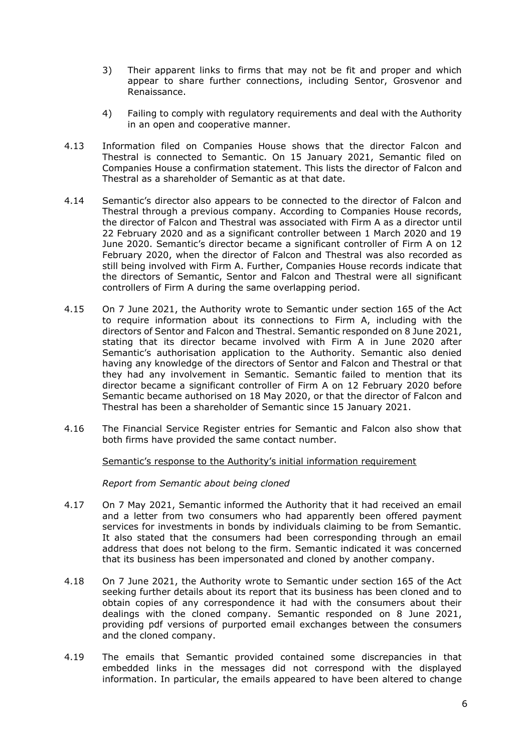3) Their apparent links to firms that may not be fit and proper and which appear to share further connections, including Sentor, Grosvenor and Renaissance.

4) Failing to comply with regulatory requirements and deal with the Authority in an open and cooperative manner.

4.13 Information filed on Companies House shows that the director Falcon and Thestral is connected to Semantic. On 15 January 2021, Semantic filed on Companies House a confirmation statement. This lists the director of Falcon and Thestral as a shareholder of Semantic as at that date.

4.14 Semantic's director also appears to be connected to the director of Falcon and Thestral through a previous company. According to Companies House records, the director of Falcon and Thestral was associated with Firm A as a director until 22 February 2020 and as a significant controller between 1 March 2020 and 19 June 2020. Semantic's director became a significant controller of Firm A on 12 February 2020, when the director of Falcon and Thestral was also recorded as still being involved with Firm A. Further, Companies House records indicate that the directors of Semantic, Sentor and Falcon and Thestral were all significant controllers of Firm A during the same overlapping period.

4.15 On 7 June 2021, the Authority wrote to Semantic under section 165 of the Act to require information about its connections to Firm A, including with the directors of Sentor and Falcon and Thestral. Semantic responded on 8 June 2021, stating that its director became involved with Firm A in June 2020 after Semantic's authorisation application to the Authority. Semantic also denied having any knowledge of the directors of Sentor and Falcon and Thestral or that they had any involvement in Semantic. Semantic failed to mention that its director became a significant controller of Firm A on 12 February 2020 before Semantic became authorised on 18 May 2020, or that the director of Falcon and Thestral has been a shareholder of Semantic since 15 January 2021.

4.16 The Financial Service Register entries for Semantic and Falcon also show that both firms have provided the same contact number.

<u>Semantic's response to the Authority's initial information requirement</u>

*Report from Semantic about being cloned*

4.17 On 7 May 2021, Semantic informed the Authority that it had received an email and a letter from two consumers who had apparently been offered payment services for investments in bonds by individuals claiming to be from Semantic. It also stated that the consumers had been corresponding through an email address that does not belong to the firm. Semantic indicated it was concerned that its business has been impersonated and cloned by another company.

4.18 On 7 June 2021, the Authority wrote to Semantic under section 165 of the Act seeking further details about its report that its business has been cloned and to obtain copies of any correspondence it had with the consumers about their dealings with the cloned company. Semantic responded on 8 June 2021, providing pdf versions of purported email exchanges between the consumers and the cloned company.

4.19 The emails that Semantic provided contained some discrepancies in that embedded links in the messages did not correspond with the displayed information. In particular, the emails appeared to have been altered to change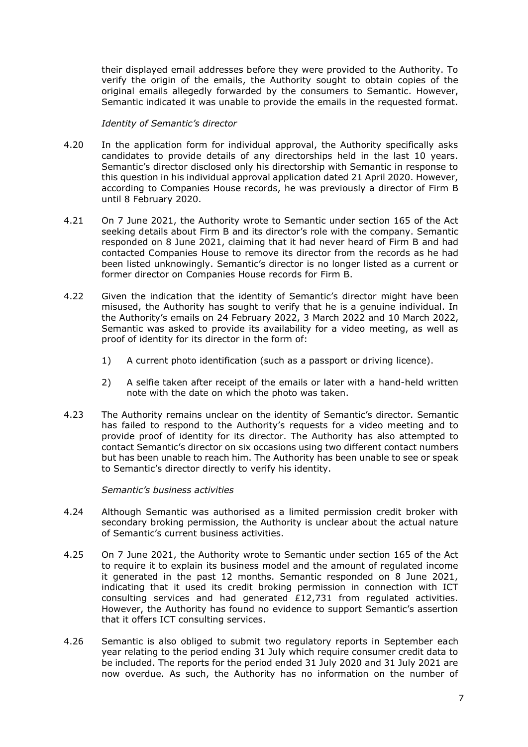their displayed email addresses before they were provided to the Authority. To verify the origin of the emails, the Authority sought to obtain copies of the original emails allegedly forwarded by the consumers to Semantic. However, Semantic indicated it was unable to provide the emails in the requested format.

*Identity of Semantic's director*

4.20 In the application form for individual approval, the Authority specifically asks candidates to provide details of any directorships held in the last 10 years. Semantic's director disclosed only his directorship with Semantic in response to this question in his individual approval application dated 21 April 2020. However, according to Companies House records, he was previously a director of Firm B until 8 February 2020.

4.21 On 7 June 2021, the Authority wrote to Semantic under section 165 of the Act seeking details about Firm B and its director's role with the company. Semantic responded on 8 June 2021, claiming that it had never heard of Firm B and had contacted Companies House to remove its director from the records as he had been listed unknowingly. Semantic's director is no longer listed as a current or former director on Companies House records for Firm B.

4.22 Given the indication that the identity of Semantic's director might have been misused, the Authority has sought to verify that he is a genuine individual. In the Authority's emails on 24 February 2022, 3 March 2022 and 10 March 2022, Semantic was asked to provide its availability for a video meeting, as well as proof of identity for its director in the form of:

1) A current photo identification (such as a passport or driving licence).

2) A selfie taken after receipt of the emails or later with a hand-held written note with the date on which the photo was taken.

4.23 The Authority remains unclear on the identity of Semantic's director. Semantic has failed to respond to the Authority's requests for a video meeting and to provide proof of identity for its director. The Authority has also attempted to contact Semantic's director on six occasions using two different contact numbers but has been unable to reach him. The Authority has been unable to see or speak to Semantic's director directly to verify his identity.

*Semantic's business activities*

4.24 Although Semantic was authorised as a limited permission credit broker with secondary broking permission, the Authority is unclear about the actual nature of Semantic's current business activities.

4.25 On 7 June 2021, the Authority wrote to Semantic under section 165 of the Act to require it to explain its business model and the amount of regulated income it generated in the past 12 months. Semantic responded on 8 June 2021, indicating that it used its credit broking permission in connection with ICT consulting services and had generated £12,731 from regulated activities. However, the Authority has found no evidence to support Semantic's assertion that it offers ICT consulting services.

4.26 Semantic is also obliged to submit two regulatory reports in September each year relating to the period ending 31 July which require consumer credit data to be included. The reports for the period ended 31 July 2020 and 31 July 2021 are now overdue. As such, the Authority has no information on the number of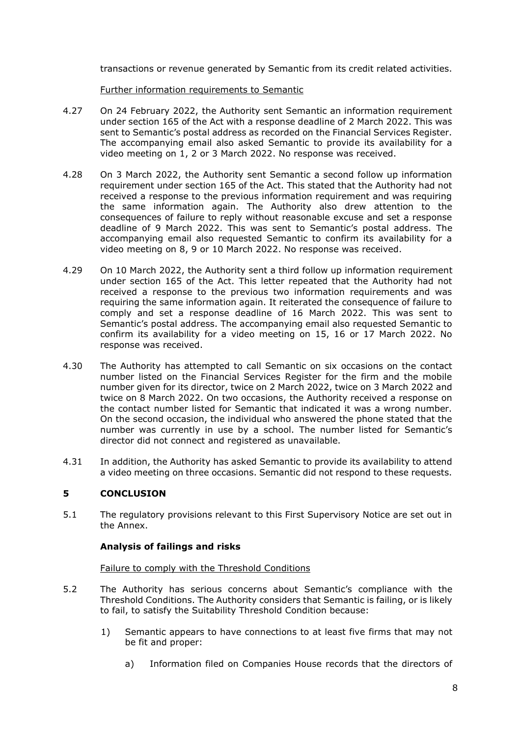transactions or revenue generated by Semantic from its credit related activities.

Further information requirements to Semantic

4.27 On 24 February 2022, the Authority sent Semantic an information requirement under section 165 of the Act with a response deadline of 2 March 2022. This was sent to Semantic's postal address as recorded on the Financial Services Register. The accompanying email also asked Semantic to provide its availability for a video meeting on 1, 2 or 3 March 2022. No response was received.

4.28 On 3 March 2022, the Authority sent Semantic a second follow up information requirement under section 165 of the Act. This stated that the Authority had not received a response to the previous information requirement and was requiring the same information again. The Authority also drew attention to the consequences of failure to reply without reasonable excuse and set a response deadline of 9 March 2022. This was sent to Semantic's postal address. The accompanying email also requested Semantic to confirm its availability for a video meeting on 8, 9 or 10 March 2022. No response was received.

4.29 On 10 March 2022, the Authority sent a third follow up information requirement under section 165 of the Act. This letter repeated that the Authority had not received a response to the previous two information requirements and was requiring the same information again. It reiterated the consequence of failure to comply and set a response deadline of 16 March 2022. This was sent to Semantic's postal address. The accompanying email also requested Semantic to confirm its availability for a video meeting on 15, 16 or 17 March 2022. No response was received.

4.30 The Authority has attempted to call Semantic on six occasions on the contact number listed on the Financial Services Register for the firm and the mobile number given for its director, twice on 2 March 2022, twice on 3 March 2022 and twice on 8 March 2022. On two occasions, the Authority received a response on the contact number listed for Semantic that indicated it was a wrong number. On the second occasion, the individual who answered the phone stated that the number was currently in use by a school. The number listed for Semantic's director did not connect and registered as unavailable.

4.31 In addition, the Authority has asked Semantic to provide its availability to attend a video meeting on three occasions. Semantic did not respond to these requests.

## 5 CONCLUSION

5.1 The regulatory provisions relevant to this First Supervisory Notice are set out in the Annex.

### Analysis of failings and risks

Failure to comply with the Threshold Conditions

5.2 The Authority has serious concerns about Semantic's compliance with the Threshold Conditions. The Authority considers that Semantic is failing, or is likely to fail, to satisfy the Suitability Threshold Condition because:

1) Semantic appears to have connections to at least five firms that may not be fit and proper:

   a) Information filed on Companies House records that the directors of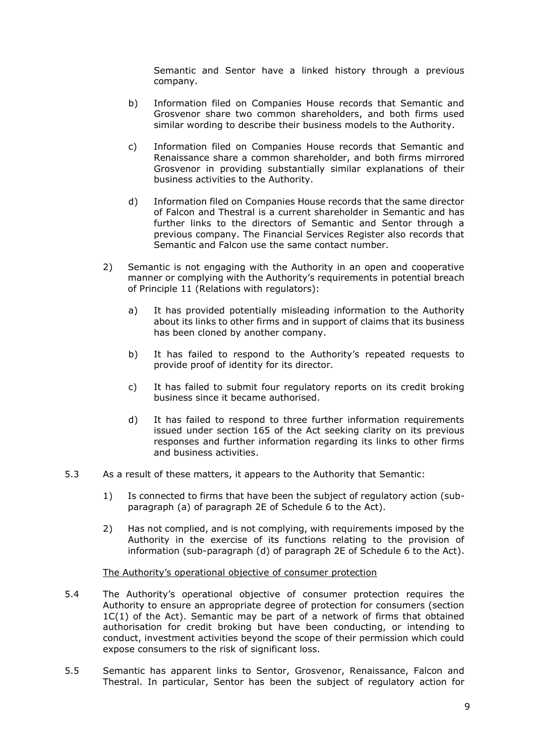Semantic and Sentor have a linked history through a previous company.

b) Information filed on Companies House records that Semantic and Grosvenor share two common shareholders, and both firms used similar wording to describe their business models to the Authority.

c) Information filed on Companies House records that Semantic and Renaissance share a common shareholder, and both firms mirrored Grosvenor in providing substantially similar explanations of their business activities to the Authority.

d) Information filed on Companies House records that the same director of Falcon and Thestral is a current shareholder in Semantic and has further links to the directors of Semantic and Sentor through a previous company. The Financial Services Register also records that Semantic and Falcon use the same contact number.

2) Semantic is not engaging with the Authority in an open and cooperative manner or complying with the Authority's requirements in potential breach of Principle 11 (Relations with regulators):

a) It has provided potentially misleading information to the Authority about its links to other firms and in support of claims that its business has been cloned by another company.

b) It has failed to respond to the Authority's repeated requests to provide proof of identity for its director.

c) It has failed to submit four regulatory reports on its credit broking business since it became authorised.

d) It has failed to respond to three further information requirements issued under section 165 of the Act seeking clarity on its previous responses and further information regarding its links to other firms and business activities.

5.3 As a result of these matters, it appears to the Authority that Semantic:

1) Is connected to firms that have been the subject of regulatory action (sub-paragraph (a) of paragraph 2E of Schedule 6 to the Act).

2) Has not complied, and is not complying, with requirements imposed by the Authority in the exercise of its functions relating to the provision of information (sub-paragraph (d) of paragraph 2E of Schedule 6 to the Act).

The Authority's operational objective of consumer protection

5.4 The Authority's operational objective of consumer protection requires the Authority to ensure an appropriate degree of protection for consumers (section 1C(1) of the Act). Semantic may be part of a network of firms that obtained authorisation for credit broking but have been conducting, or intending to conduct, investment activities beyond the scope of their permission which could expose consumers to the risk of significant loss.

5.5 Semantic has apparent links to Sentor, Grosvenor, Renaissance, Falcon and Thestral. In particular, Sentor has been the subject of regulatory action for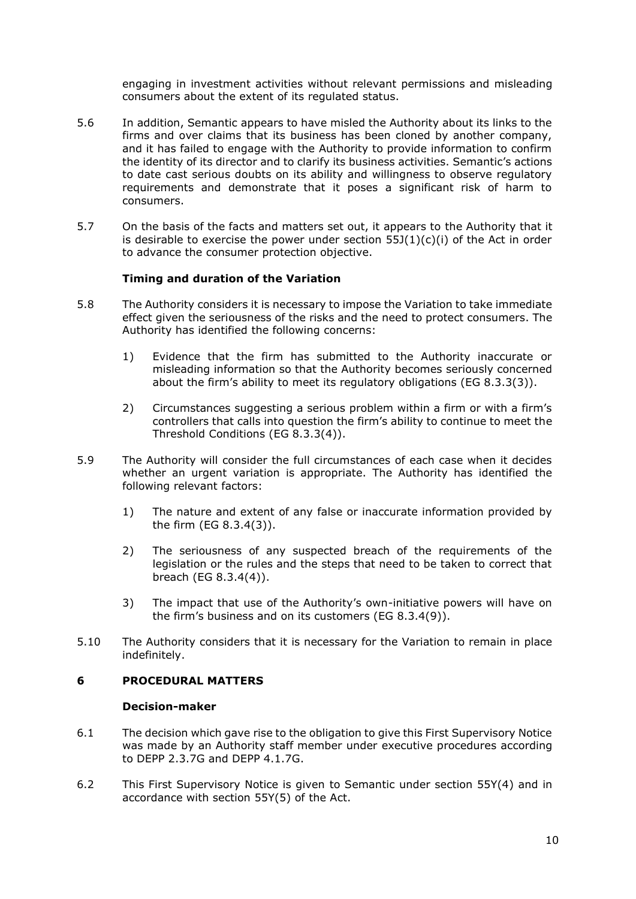engaging in investment activities without relevant permissions and misleading consumers about the extent of its regulated status.

5.6 In addition, Semantic appears to have misled the Authority about its links to the firms and over claims that its business has been cloned by another company, and it has failed to engage with the Authority to provide information to confirm the identity of its director and to clarify its business activities. Semantic's actions to date cast serious doubts on its ability and willingness to observe regulatory requirements and demonstrate that it poses a significant risk of harm to consumers.

5.7 On the basis of the facts and matters set out, it appears to the Authority that it is desirable to exercise the power under section 55J(1)(c)(i) of the Act in order to advance the consumer protection objective.

**Timing and duration of the Variation**

5.8 The Authority considers it is necessary to impose the Variation to take immediate effect given the seriousness of the risks and the need to protect consumers. The Authority has identified the following concerns:

1) Evidence that the firm has submitted to the Authority inaccurate or misleading information so that the Authority becomes seriously concerned about the firm's ability to meet its regulatory obligations (EG 8.3.3(3)).

2) Circumstances suggesting a serious problem within a firm or with a firm's controllers that calls into question the firm's ability to continue to meet the Threshold Conditions (EG 8.3.3(4)).

5.9 The Authority will consider the full circumstances of each case when it decides whether an urgent variation is appropriate. The Authority has identified the following relevant factors:

1) The nature and extent of any false or inaccurate information provided by the firm (EG 8.3.4(3)).

2) The seriousness of any suspected breach of the requirements of the legislation or the rules and the steps that need to be taken to correct that breach (EG 8.3.4(4)).

3) The impact that use of the Authority's own-initiative powers will have on the firm's business and on its customers (EG 8.3.4(9)).

5.10 The Authority considers that it is necessary for the Variation to remain in place indefinitely.

## 6 PROCEDURAL MATTERS

**Decision-maker**

6.1 The decision which gave rise to the obligation to give this First Supervisory Notice was made by an Authority staff member under executive procedures according to DEPP 2.3.7G and DEPP 4.1.7G.

6.2 This First Supervisory Notice is given to Semantic under section 55Y(4) and in accordance with section 55Y(5) of the Act.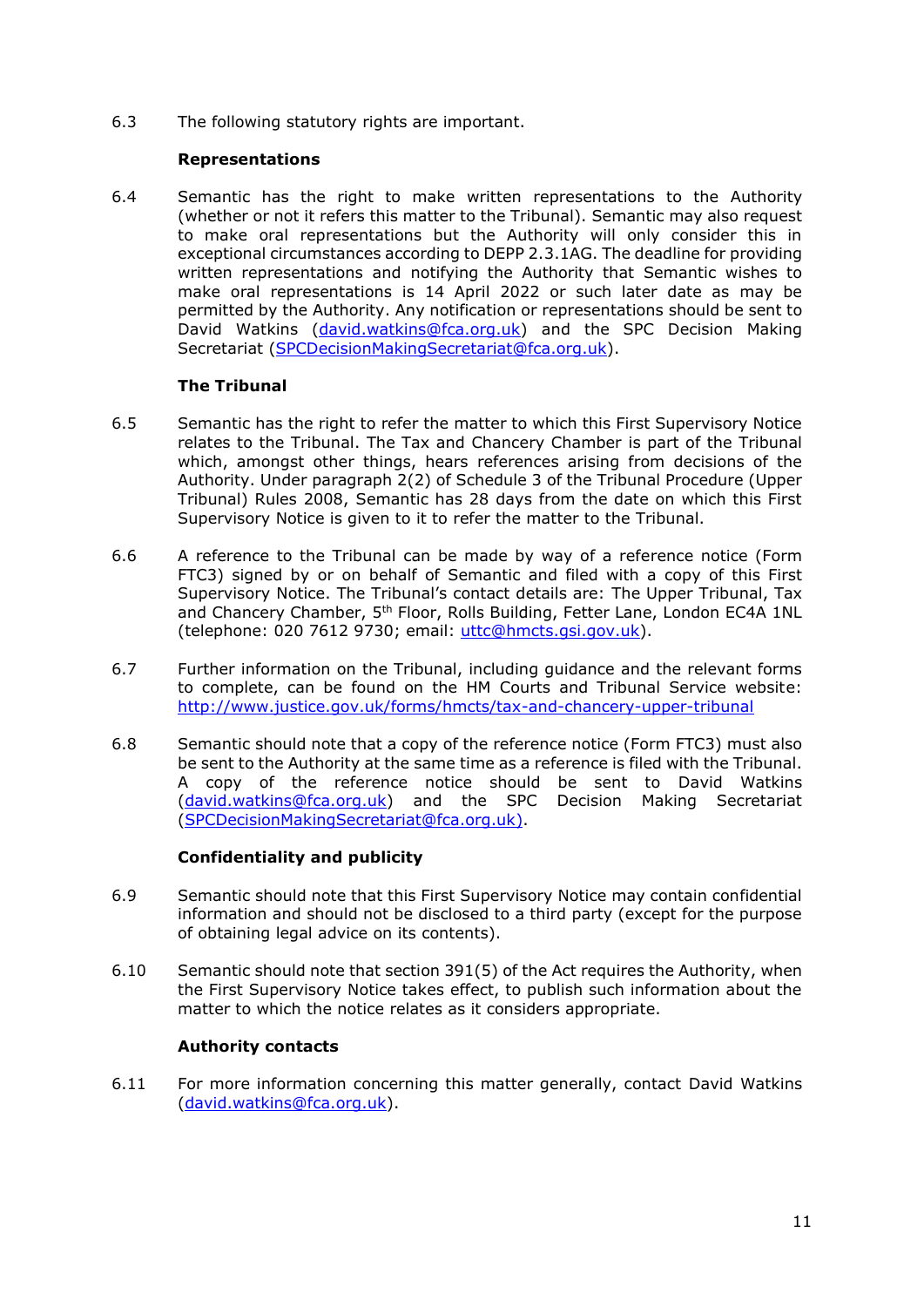6.3 The following statutory rights are important.

**Representations**

6.4 Semantic has the right to make written representations to the Authority (whether or not it refers this matter to the Tribunal). Semantic may also request to make oral representations but the Authority will only consider this in exceptional circumstances according to DEPP 2.3.1AG. The deadline for providing written representations and notifying the Authority that Semantic wishes to make oral representations is 14 April 2022 or such later date as may be permitted by the Authority. Any notification or representations should be sent to David Watkins (david.watkins@fca.org.uk) and the SPC Decision Making Secretariat (SPCDecisionMakingSecretariat@fca.org.uk).

**The Tribunal**

6.5 Semantic has the right to refer the matter to which this First Supervisory Notice relates to the Tribunal. The Tax and Chancery Chamber is part of the Tribunal which, amongst other things, hears references arising from decisions of the Authority. Under paragraph 2(2) of Schedule 3 of the Tribunal Procedure (Upper Tribunal) Rules 2008, Semantic has 28 days from the date on which this First Supervisory Notice is given to it to refer the matter to the Tribunal.

6.6 A reference to the Tribunal can be made by way of a reference notice (Form FTC3) signed by or on behalf of Semantic and filed with a copy of this First Supervisory Notice. The Tribunal's contact details are: The Upper Tribunal, Tax and Chancery Chamber, 5th Floor, Rolls Building, Fetter Lane, London EC4A 1NL (telephone: 020 7612 9730; email: uttc@hmcts.gsi.gov.uk).

6.7 Further information on the Tribunal, including guidance and the relevant forms to complete, can be found on the HM Courts and Tribunal Service website: http://www.justice.gov.uk/forms/hmcts/tax-and-chancery-upper-tribunal

6.8 Semantic should note that a copy of the reference notice (Form FTC3) must also be sent to the Authority at the same time as a reference is filed with the Tribunal. A copy of the reference notice should be sent to David Watkins (david.watkins@fca.org.uk) and the SPC Decision Making Secretariat (SPCDecisionMakingSecretariat@fca.org.uk).

**Confidentiality and publicity**

6.9 Semantic should note that this First Supervisory Notice may contain confidential information and should not be disclosed to a third party (except for the purpose of obtaining legal advice on its contents).

6.10 Semantic should note that section 391(5) of the Act requires the Authority, when the First Supervisory Notice takes effect, to publish such information about the matter to which the notice relates as it considers appropriate.

**Authority contacts**

6.11 For more information concerning this matter generally, contact David Watkins (david.watkins@fca.org.uk).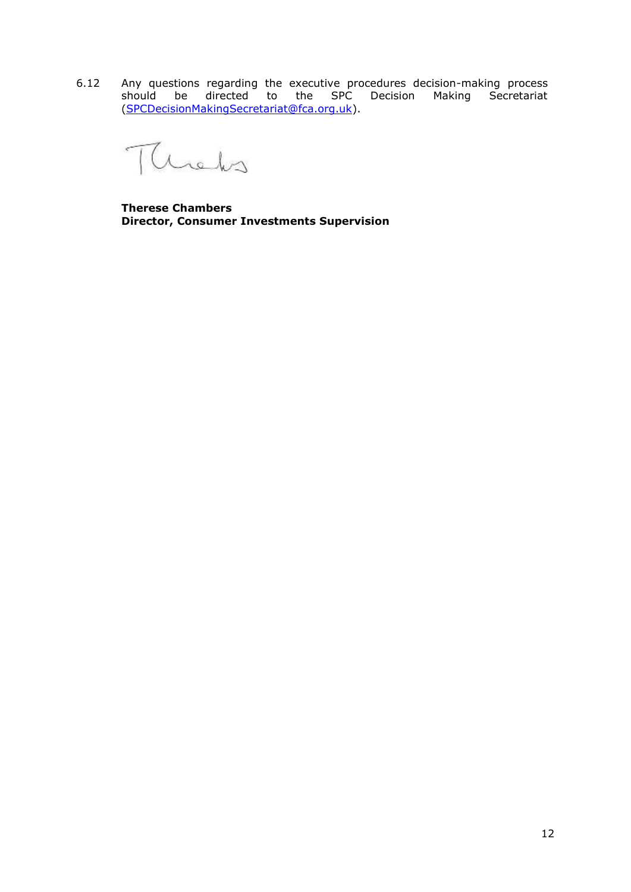6.12 Any questions regarding the executive procedures decision-making process should be directed to the SPC Decision Making Secretariat (SPCDecisionMakingSecretariat@fca.org.uk).

**Therese Chambers**
**Director, Consumer Investments Supervision**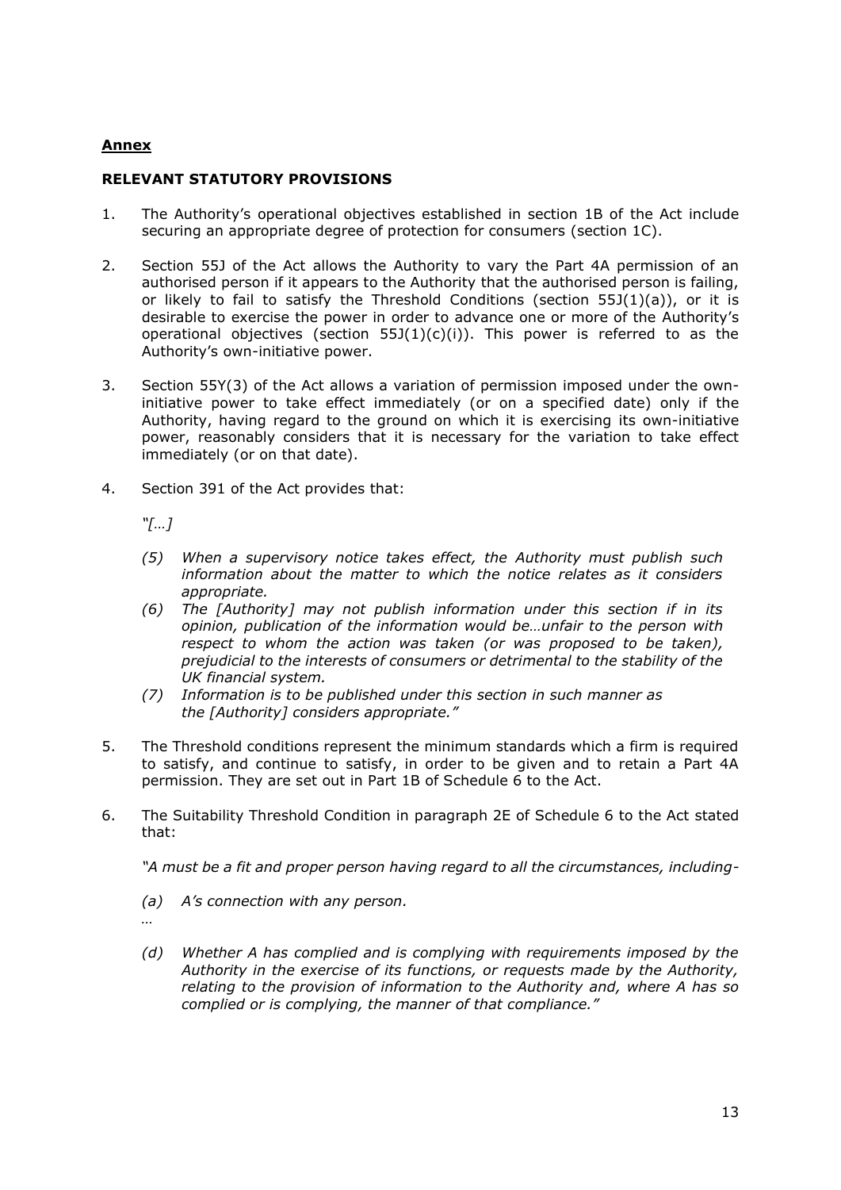## **Annex**

### **RELEVANT STATUTORY PROVISIONS**

1. The Authority's operational objectives established in section 1B of the Act include securing an appropriate degree of protection for consumers (section 1C).

2. Section 55J of the Act allows the Authority to vary the Part 4A permission of an authorised person if it appears to the Authority that the authorised person is failing, or likely to fail to satisfy the Threshold Conditions (section 55J(1)(a)), or it is desirable to exercise the power in order to advance one or more of the Authority's operational objectives (section 55J(1)(c)(i)). This power is referred to as the Authority's own-initiative power.

3. Section 55Y(3) of the Act allows a variation of permission imposed under the own-initiative power to take effect immediately (or on a specified date) only if the Authority, having regard to the ground on which it is exercising its own-initiative power, reasonably considers that it is necessary for the variation to take effect immediately (or on that date).

4. Section 391 of the Act provides that:

   *"[…]*

   *(5) When a supervisory notice takes effect, the Authority must publish such information about the matter to which the notice relates as it considers appropriate.*

   *(6) The [Authority] may not publish information under this section if in its opinion, publication of the information would be…unfair to the person with respect to whom the action was taken (or was proposed to be taken), prejudicial to the interests of consumers or detrimental to the stability of the UK financial system.*

   *(7) Information is to be published under this section in such manner as the [Authority] considers appropriate."*

5. The Threshold conditions represent the minimum standards which a firm is required to satisfy, and continue to satisfy, in order to be given and to retain a Part 4A permission. They are set out in Part 1B of Schedule 6 to the Act.

6. The Suitability Threshold Condition in paragraph 2E of Schedule 6 to the Act stated that:

   *"A must be a fit and proper person having regard to all the circumstances, including-*

   *(a) A's connection with any person.*

   *…*

   *(d) Whether A has complied and is complying with requirements imposed by the Authority in the exercise of its functions, or requests made by the Authority, relating to the provision of information to the Authority and, where A has so complied or is complying, the manner of that compliance."*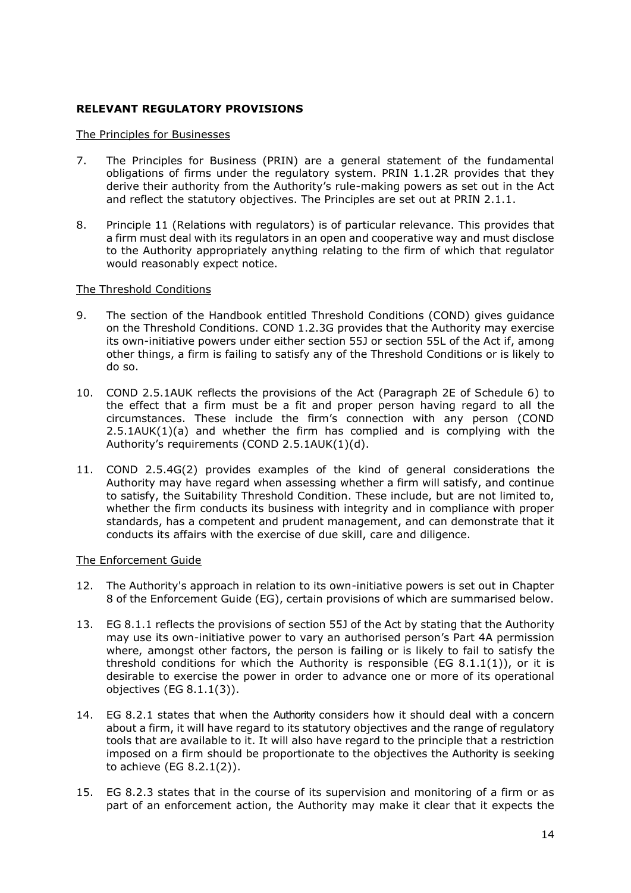## RELEVANT REGULATORY PROVISIONS

The Principles for Businesses

7. The Principles for Business (PRIN) are a general statement of the fundamental obligations of firms under the regulatory system. PRIN 1.1.2R provides that they derive their authority from the Authority's rule-making powers as set out in the Act and reflect the statutory objectives. The Principles are set out at PRIN 2.1.1.

8. Principle 11 (Relations with regulators) is of particular relevance. This provides that a firm must deal with its regulators in an open and cooperative way and must disclose to the Authority appropriately anything relating to the firm of which that regulator would reasonably expect notice.

The Threshold Conditions

9. The section of the Handbook entitled Threshold Conditions (COND) gives guidance on the Threshold Conditions. COND 1.2.3G provides that the Authority may exercise its own-initiative powers under either section 55J or section 55L of the Act if, among other things, a firm is failing to satisfy any of the Threshold Conditions or is likely to do so.

10. COND 2.5.1AUK reflects the provisions of the Act (Paragraph 2E of Schedule 6) to the effect that a firm must be a fit and proper person having regard to all the circumstances. These include the firm's connection with any person (COND 2.5.1AUK(1)(a) and whether the firm has complied and is complying with the Authority's requirements (COND 2.5.1AUK(1)(d).

11. COND 2.5.4G(2) provides examples of the kind of general considerations the Authority may have regard when assessing whether a firm will satisfy, and continue to satisfy, the Suitability Threshold Condition. These include, but are not limited to, whether the firm conducts its business with integrity and in compliance with proper standards, has a competent and prudent management, and can demonstrate that it conducts its affairs with the exercise of due skill, care and diligence.

The Enforcement Guide

12. The Authority's approach in relation to its own-initiative powers is set out in Chapter 8 of the Enforcement Guide (EG), certain provisions of which are summarised below.

13. EG 8.1.1 reflects the provisions of section 55J of the Act by stating that the Authority may use its own-initiative power to vary an authorised person's Part 4A permission where, amongst other factors, the person is failing or is likely to fail to satisfy the threshold conditions for which the Authority is responsible (EG 8.1.1(1)), or it is desirable to exercise the power in order to advance one or more of its operational objectives (EG 8.1.1(3)).

14. EG 8.2.1 states that when the Authority considers how it should deal with a concern about a firm, it will have regard to its statutory objectives and the range of regulatory tools that are available to it. It will also have regard to the principle that a restriction imposed on a firm should be proportionate to the objectives the Authority is seeking to achieve (EG 8.2.1(2)).

15. EG 8.2.3 states that in the course of its supervision and monitoring of a firm or as part of an enforcement action, the Authority may make it clear that it expects the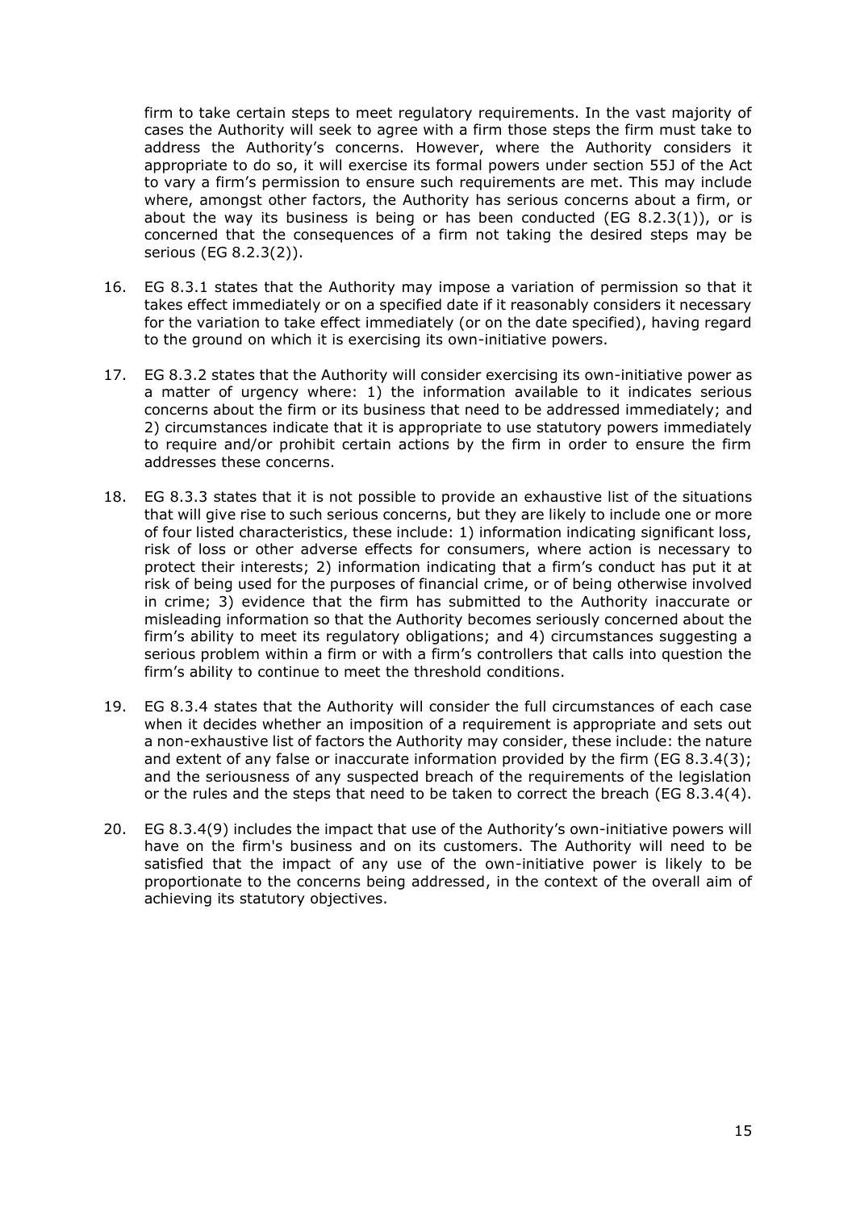firm to take certain steps to meet regulatory requirements. In the vast majority of cases the Authority will seek to agree with a firm those steps the firm must take to address the Authority's concerns. However, where the Authority considers it appropriate to do so, it will exercise its formal powers under section 55J of the Act to vary a firm's permission to ensure such requirements are met. This may include where, amongst other factors, the Authority has serious concerns about a firm, or about the way its business is being or has been conducted (EG 8.2.3(1)), or is concerned that the consequences of a firm not taking the desired steps may be serious (EG 8.2.3(2)).

16. EG 8.3.1 states that the Authority may impose a variation of permission so that it takes effect immediately or on a specified date if it reasonably considers it necessary for the variation to take effect immediately (or on the date specified), having regard to the ground on which it is exercising its own-initiative powers.

17. EG 8.3.2 states that the Authority will consider exercising its own-initiative power as a matter of urgency where: 1) the information available to it indicates serious concerns about the firm or its business that need to be addressed immediately; and 2) circumstances indicate that it is appropriate to use statutory powers immediately to require and/or prohibit certain actions by the firm in order to ensure the firm addresses these concerns.

18. EG 8.3.3 states that it is not possible to provide an exhaustive list of the situations that will give rise to such serious concerns, but they are likely to include one or more of four listed characteristics, these include: 1) information indicating significant loss, risk of loss or other adverse effects for consumers, where action is necessary to protect their interests; 2) information indicating that a firm's conduct has put it at risk of being used for the purposes of financial crime, or of being otherwise involved in crime; 3) evidence that the firm has submitted to the Authority inaccurate or misleading information so that the Authority becomes seriously concerned about the firm's ability to meet its regulatory obligations; and 4) circumstances suggesting a serious problem within a firm or with a firm's controllers that calls into question the firm's ability to continue to meet the threshold conditions.

19. EG 8.3.4 states that the Authority will consider the full circumstances of each case when it decides whether an imposition of a requirement is appropriate and sets out a non-exhaustive list of factors the Authority may consider, these include: the nature and extent of any false or inaccurate information provided by the firm (EG 8.3.4(3); and the seriousness of any suspected breach of the requirements of the legislation or the rules and the steps that need to be taken to correct the breach (EG 8.3.4(4).

20. EG 8.3.4(9) includes the impact that use of the Authority's own-initiative powers will have on the firm's business and on its customers. The Authority will need to be satisfied that the impact of any use of the own-initiative power is likely to be proportionate to the concerns being addressed, in the context of the overall aim of achieving its statutory objectives.